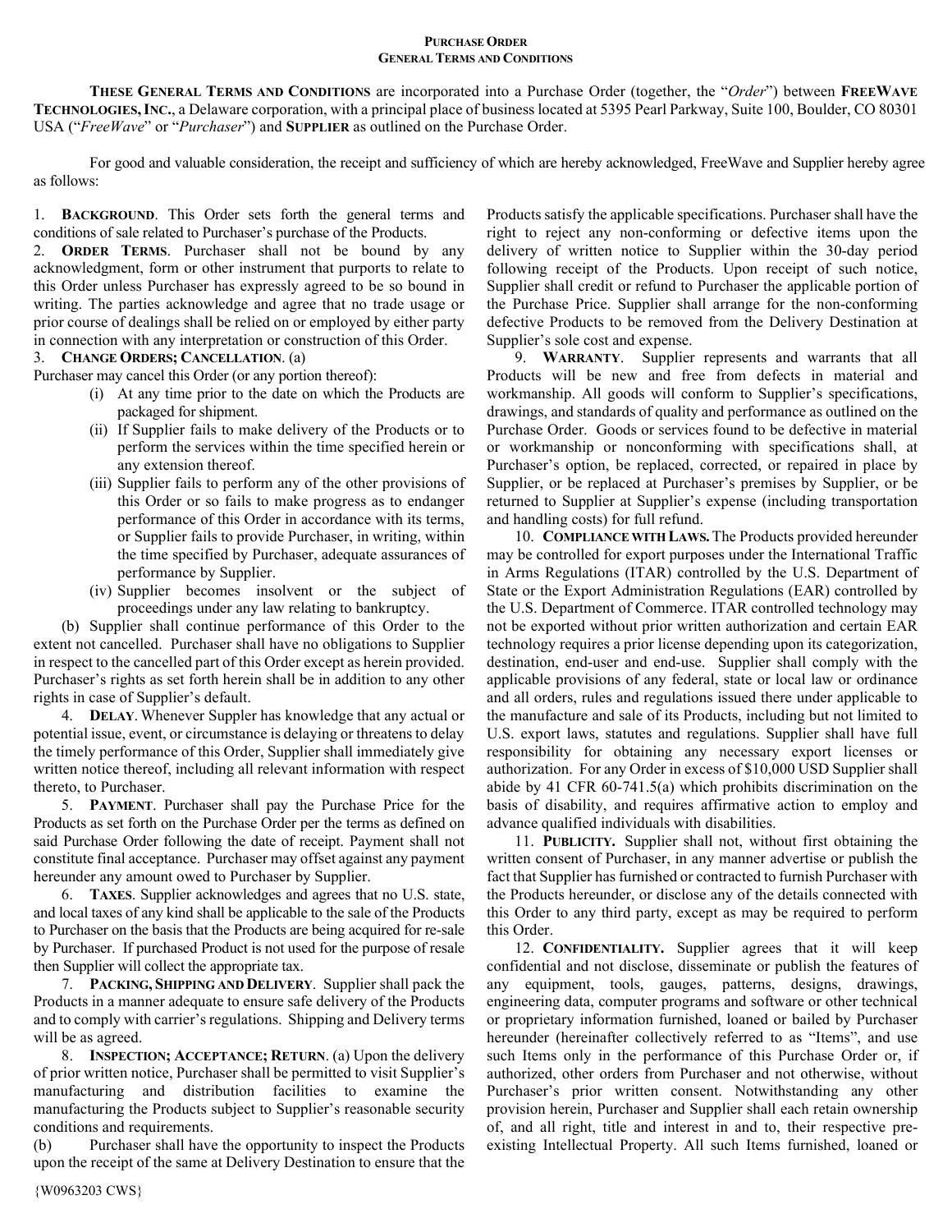# PURCHASE ORDER
## GENERAL TERMS AND CONDITIONS

**THESE GENERAL TERMS AND CONDITIONS** are incorporated into a Purchase Order (together, the "*Order*") between **FREEWAVE TECHNOLOGIES, INC.**, a Delaware corporation, with a principal place of business located at 5395 Pearl Parkway, Suite 100, Boulder, CO 80301 USA ("*FreeWave*" or "*Purchaser*") and **SUPPLIER** as outlined on the Purchase Order.

For good and valuable consideration, the receipt and sufficiency of which are hereby acknowledged, FreeWave and Supplier hereby agree as follows:

1. **BACKGROUND**. This Order sets forth the general terms and conditions of sale related to Purchaser's purchase of the Products.

2. **ORDER TERMS**. Purchaser shall not be bound by any acknowledgment, form or other instrument that purports to relate to this Order unless Purchaser has expressly agreed to be so bound in writing. The parties acknowledge and agree that no trade usage or prior course of dealings shall be relied on or employed by either party in connection with any interpretation or construction of this Order.

3. **CHANGE ORDERS; CANCELLATION**. (a) Purchaser may cancel this Order (or any portion thereof):

   (i) At any time prior to the date on which the Products are packaged for shipment.

   (ii) If Supplier fails to make delivery of the Products or to perform the services within the time specified herein or any extension thereof.

   (iii) Supplier fails to perform any of the other provisions of this Order or so fails to make progress as to endanger performance of this Order in accordance with its terms, or Supplier fails to provide Purchaser, in writing, within the time specified by Purchaser, adequate assurances of performance by Supplier.

   (iv) Supplier becomes insolvent or the subject of proceedings under any law relating to bankruptcy.

   (b) Supplier shall continue performance of this Order to the extent not cancelled. Purchaser shall have no obligations to Supplier in respect to the cancelled part of this Order except as herein provided. Purchaser's rights as set forth herein shall be in addition to any other rights in case of Supplier's default.

4. **DELAY**. Whenever Suppler has knowledge that any actual or potential issue, event, or circumstance is delaying or threatens to delay the timely performance of this Order, Supplier shall immediately give written notice thereof, including all relevant information with respect thereto, to Purchaser.

5. **PAYMENT**. Purchaser shall pay the Purchase Price for the Products as set forth on the Purchase Order per the terms as defined on said Purchase Order following the date of receipt. Payment shall not constitute final acceptance. Purchaser may offset against any payment hereunder any amount owed to Purchaser by Supplier.

6. **TAXES**. Supplier acknowledges and agrees that no U.S. state, and local taxes of any kind shall be applicable to the sale of the Products to Purchaser on the basis that the Products are being acquired for re-sale by Purchaser. If purchased Product is not used for the purpose of resale then Supplier will collect the appropriate tax.

7. **PACKING, SHIPPING AND DELIVERY**. Supplier shall pack the Products in a manner adequate to ensure safe delivery of the Products and to comply with carrier's regulations. Shipping and Delivery terms will be as agreed.

8. **INSPECTION; ACCEPTANCE; RETURN**. (a) Upon the delivery of prior written notice, Purchaser shall be permitted to visit Supplier's manufacturing and distribution facilities to examine the manufacturing the Products subject to Supplier's reasonable security conditions and requirements.

   (b) Purchaser shall have the opportunity to inspect the Products upon the receipt of the same at Delivery Destination to ensure that the Products satisfy the applicable specifications. Purchaser shall have the right to reject any non-conforming or defective items upon the delivery of written notice to Supplier within the 30-day period following receipt of the Products. Upon receipt of such notice, Supplier shall credit or refund to Purchaser the applicable portion of the Purchase Price. Supplier shall arrange for the non-conforming defective Products to be removed from the Delivery Destination at Supplier's sole cost and expense.

9. **WARRANTY**. Supplier represents and warrants that all Products will be new and free from defects in material and workmanship. All goods will conform to Supplier's specifications, drawings, and standards of quality and performance as outlined on the Purchase Order. Goods or services found to be defective in material or workmanship or nonconforming with specifications shall, at Purchaser's option, be replaced, corrected, or repaired in place by Supplier, or be replaced at Purchaser's premises by Supplier, or be returned to Supplier at Supplier's expense (including transportation and handling costs) for full refund.

10. **COMPLIANCE WITH LAWS.** The Products provided hereunder may be controlled for export purposes under the International Traffic in Arms Regulations (ITAR) controlled by the U.S. Department of State or the Export Administration Regulations (EAR) controlled by the U.S. Department of Commerce. ITAR controlled technology may not be exported without prior written authorization and certain EAR technology requires a prior license depending upon its categorization, destination, end-user and end-use. Supplier shall comply with the applicable provisions of any federal, state or local law or ordinance and all orders, rules and regulations issued there under applicable to the manufacture and sale of its Products, including but not limited to U.S. export laws, statutes and regulations. Supplier shall have full responsibility for obtaining any necessary export licenses or authorization. For any Order in excess of $10,000 USD Supplier shall abide by 41 CFR 60-741.5(a) which prohibits discrimination on the basis of disability, and requires affirmative action to employ and advance qualified individuals with disabilities.

11. **PUBLICITY.** Supplier shall not, without first obtaining the written consent of Purchaser, in any manner advertise or publish the fact that Supplier has furnished or contracted to furnish Purchaser with the Products hereunder, or disclose any of the details connected with this Order to any third party, except as may be required to perform this Order.

12. **CONFIDENTIALITY.** Supplier agrees that it will keep confidential and not disclose, disseminate or publish the features of any equipment, tools, gauges, patterns, designs, drawings, engineering data, computer programs and software or other technical or proprietary information furnished, loaned or bailed by Purchaser hereunder (hereinafter collectively referred to as "Items", and use such Items only in the performance of this Purchase Order or, if authorized, other orders from Purchaser and not otherwise, without Purchaser's prior written consent. Notwithstanding any other provision herein, Purchaser and Supplier shall each retain ownership of, and all right, title and interest in and to, their respective pre-existing Intellectual Property. All such Items furnished, loaned or

{W0963203 CWS}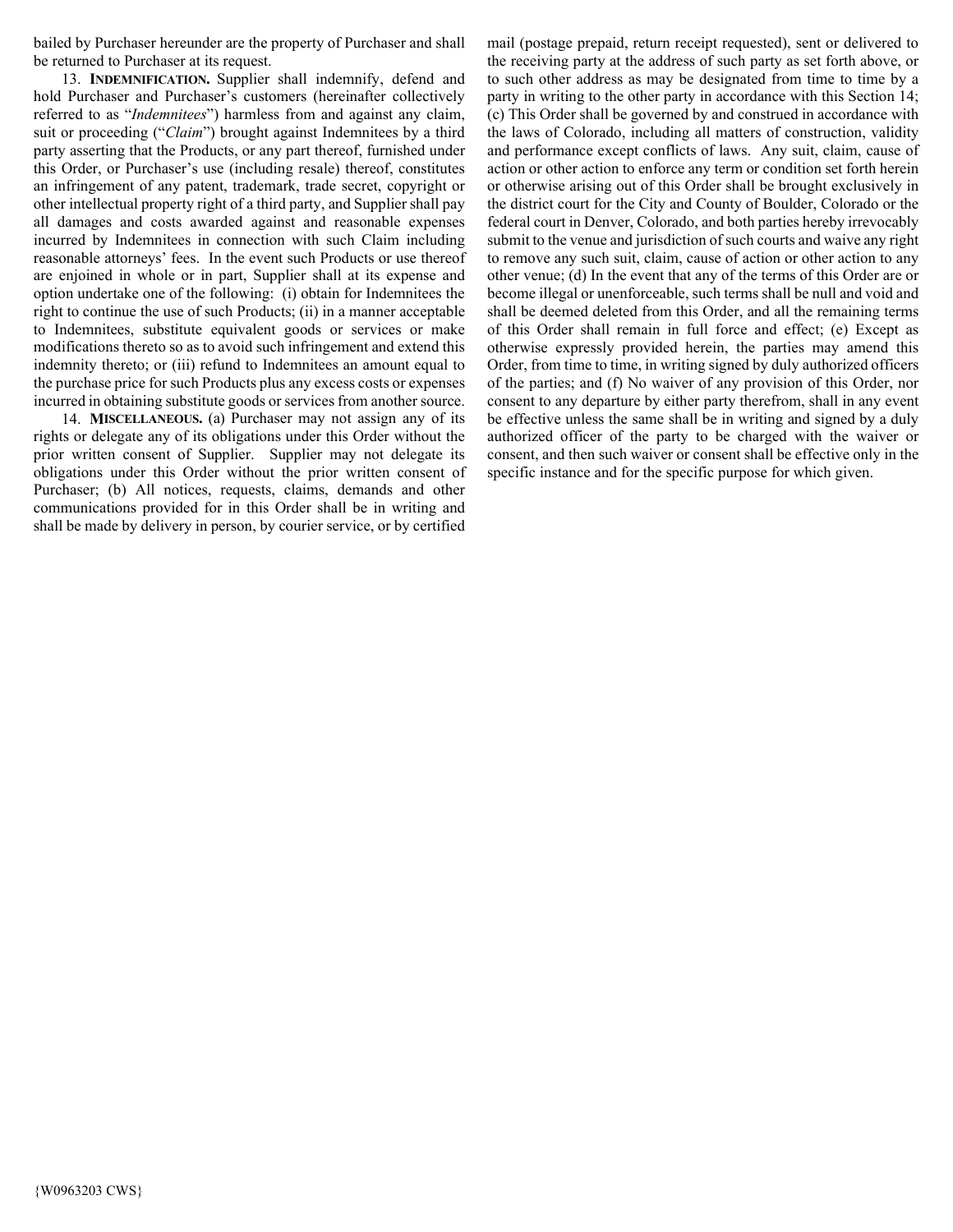bailed by Purchaser hereunder are the property of Purchaser and shall be returned to Purchaser at its request.

13. **INDEMNIFICATION.** Supplier shall indemnify, defend and hold Purchaser and Purchaser's customers (hereinafter collectively referred to as "*Indemnitees*") harmless from and against any claim, suit or proceeding ("*Claim*") brought against Indemnitees by a third party asserting that the Products, or any part thereof, furnished under this Order, or Purchaser's use (including resale) thereof, constitutes an infringement of any patent, trademark, trade secret, copyright or other intellectual property right of a third party, and Supplier shall pay all damages and costs awarded against and reasonable expenses incurred by Indemnitees in connection with such Claim including reasonable attorneys' fees. In the event such Products or use thereof are enjoined in whole or in part, Supplier shall at its expense and option undertake one of the following: (i) obtain for Indemnitees the right to continue the use of such Products; (ii) in a manner acceptable to Indemnitees, substitute equivalent goods or services or make modifications thereto so as to avoid such infringement and extend this indemnity thereto; or (iii) refund to Indemnitees an amount equal to the purchase price for such Products plus any excess costs or expenses incurred in obtaining substitute goods or services from another source.

14. **MISCELLANEOUS.** (a) Purchaser may not assign any of its rights or delegate any of its obligations under this Order without the prior written consent of Supplier. Supplier may not delegate its obligations under this Order without the prior written consent of Purchaser; (b) All notices, requests, claims, demands and other communications provided for in this Order shall be in writing and shall be made by delivery in person, by courier service, or by certified mail (postage prepaid, return receipt requested), sent or delivered to the receiving party at the address of such party as set forth above, or to such other address as may be designated from time to time by a party in writing to the other party in accordance with this Section 14; (c) This Order shall be governed by and construed in accordance with the laws of Colorado, including all matters of construction, validity and performance except conflicts of laws. Any suit, claim, cause of action or other action to enforce any term or condition set forth herein or otherwise arising out of this Order shall be brought exclusively in the district court for the City and County of Boulder, Colorado or the federal court in Denver, Colorado, and both parties hereby irrevocably submit to the venue and jurisdiction of such courts and waive any right to remove any such suit, claim, cause of action or other action to any other venue; (d) In the event that any of the terms of this Order are or become illegal or unenforceable, such terms shall be null and void and shall be deemed deleted from this Order, and all the remaining terms of this Order shall remain in full force and effect; (e) Except as otherwise expressly provided herein, the parties may amend this Order, from time to time, in writing signed by duly authorized officers of the parties; and (f) No waiver of any provision of this Order, nor consent to any departure by either party therefrom, shall in any event be effective unless the same shall be in writing and signed by a duly authorized officer of the party to be charged with the waiver or consent, and then such waiver or consent shall be effective only in the specific instance and for the specific purpose for which given.

{W0963203 CWS}